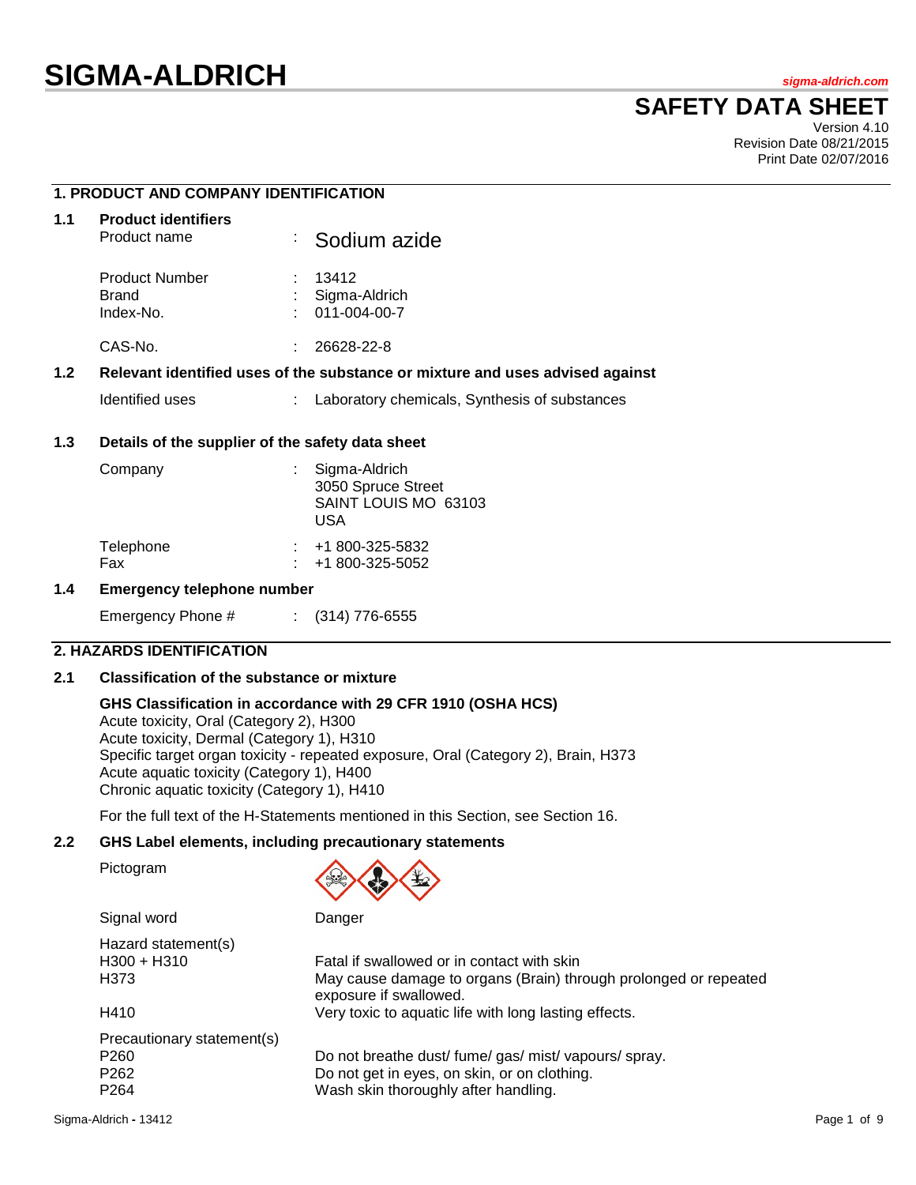# SIGMA-ALDRICH

sigma-aldrich.com

## SAFETY DATA SHEET

Version 4.10
Revision Date 08/21/2015
Print Date 02/07/2016

## 1. PRODUCT AND COMPANY IDENTIFICATION

### 1.1 Product identifiers

| | | |
|---|---|---|
| Product name | : | Sodium azide |
| Product Number | : | 13412 |
| Brand | : | Sigma-Aldrich |
| Index-No. | : | 011-004-00-7 |
| CAS-No. | : | 26628-22-8 |

### 1.2 Relevant identified uses of the substance or mixture and uses advised against

| | | |
|---|---|---|
| Identified uses | : | Laboratory chemicals, Synthesis of substances |

### 1.3 Details of the supplier of the safety data sheet

| | | |
|---|---|---|
| Company | : | Sigma-Aldrich<br>3050 Spruce Street<br>SAINT LOUIS MO 63103<br>USA |
| Telephone | : | +1 800-325-5832 |
| Fax | : | +1 800-325-5052 |

### 1.4 Emergency telephone number

| | | |
|---|---|---|
| Emergency Phone # | : | (314) 776-6555 |

## 2. HAZARDS IDENTIFICATION

### 2.1 Classification of the substance or mixture

**GHS Classification in accordance with 29 CFR 1910 (OSHA HCS)**
Acute toxicity, Oral (Category 2), H300
Acute toxicity, Dermal (Category 1), H310
Specific target organ toxicity - repeated exposure, Oral (Category 2), Brain, H373
Acute aquatic toxicity (Category 1), H400
Chronic aquatic toxicity (Category 1), H410

For the full text of the H-Statements mentioned in this Section, see Section 16.

### 2.2 GHS Label elements, including precautionary statements

Pictogram

Signal word: Danger

Hazard statement(s)

| | |
|---|---|
| H300 + H310 | Fatal if swallowed or in contact with skin |
| H373 | May cause damage to organs (Brain) through prolonged or repeated exposure if swallowed. |
| H410 | Very toxic to aquatic life with long lasting effects. |

Precautionary statement(s)

| | |
|---|---|
| P260 | Do not breathe dust/ fume/ gas/ mist/ vapours/ spray. |
| P262 | Do not get in eyes, on skin, or on clothing. |
| P264 | Wash skin thoroughly after handling. |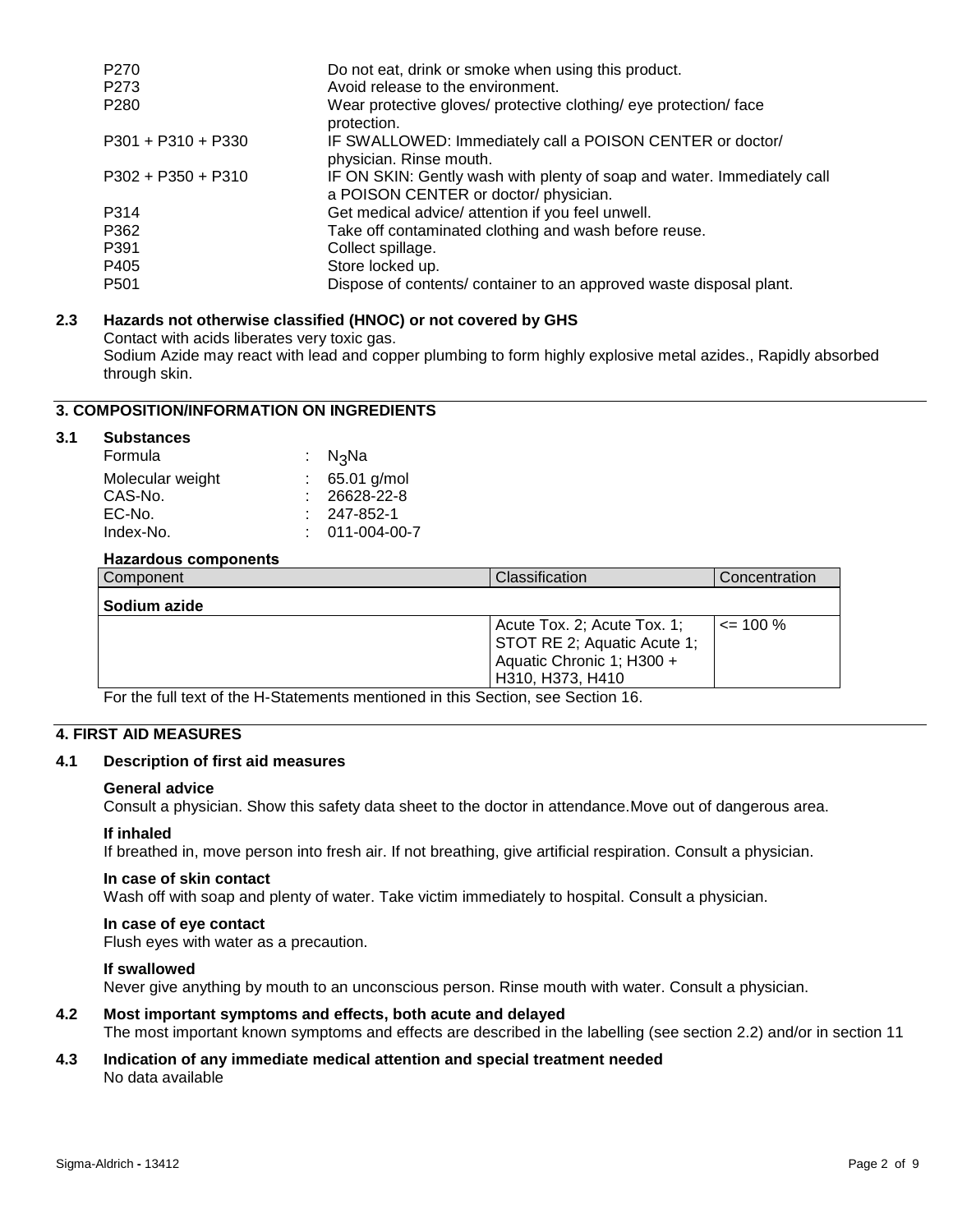| | |
|---|---|
| P270 | Do not eat, drink or smoke when using this product. |
| P273 | Avoid release to the environment. |
| P280 | Wear protective gloves/ protective clothing/ eye protection/ face protection. |
| P301 + P310 + P330 | IF SWALLOWED: Immediately call a POISON CENTER or doctor/ physician. Rinse mouth. |
| P302 + P350 + P310 | IF ON SKIN: Gently wash with plenty of soap and water. Immediately call a POISON CENTER or doctor/ physician. |
| P314 | Get medical advice/ attention if you feel unwell. |
| P362 | Take off contaminated clothing and wash before reuse. |
| P391 | Collect spillage. |
| P405 | Store locked up. |
| P501 | Dispose of contents/ container to an approved waste disposal plant. |

### 2.3 Hazards not otherwise classified (HNOC) or not covered by GHS

Contact with acids liberates very toxic gas.
Sodium Azide may react with lead and copper plumbing to form highly explosive metal azides., Rapidly absorbed through skin.

## 3. COMPOSITION/INFORMATION ON INGREDIENTS

### 3.1 Substances

| | |
|---|---|
| Formula | : $N_3Na$ |
| Molecular weight | : 65.01 g/mol |
| CAS-No. | : 26628-22-8 |
| EC-No. | : 247-852-1 |
| Index-No. | : 011-004-00-7 |

**Hazardous components**

| Component | Classification | Concentration |
|---|---|---|
| **Sodium azide** | | |
| | Acute Tox. 2; Acute Tox. 1; STOT RE 2; Aquatic Acute 1; Aquatic Chronic 1; H300 + H310, H373, H410 | <= 100 % |

For the full text of the H-Statements mentioned in this Section, see Section 16.

## 4. FIRST AID MEASURES

### 4.1 Description of first aid measures

**General advice**
Consult a physician. Show this safety data sheet to the doctor in attendance.Move out of dangerous area.

**If inhaled**
If breathed in, move person into fresh air. If not breathing, give artificial respiration. Consult a physician.

**In case of skin contact**
Wash off with soap and plenty of water. Take victim immediately to hospital. Consult a physician.

**In case of eye contact**
Flush eyes with water as a precaution.

**If swallowed**
Never give anything by mouth to an unconscious person. Rinse mouth with water. Consult a physician.

### 4.2 Most important symptoms and effects, both acute and delayed

The most important known symptoms and effects are described in the labelling (see section 2.2) and/or in section 11

### 4.3 Indication of any immediate medical attention and special treatment needed

No data available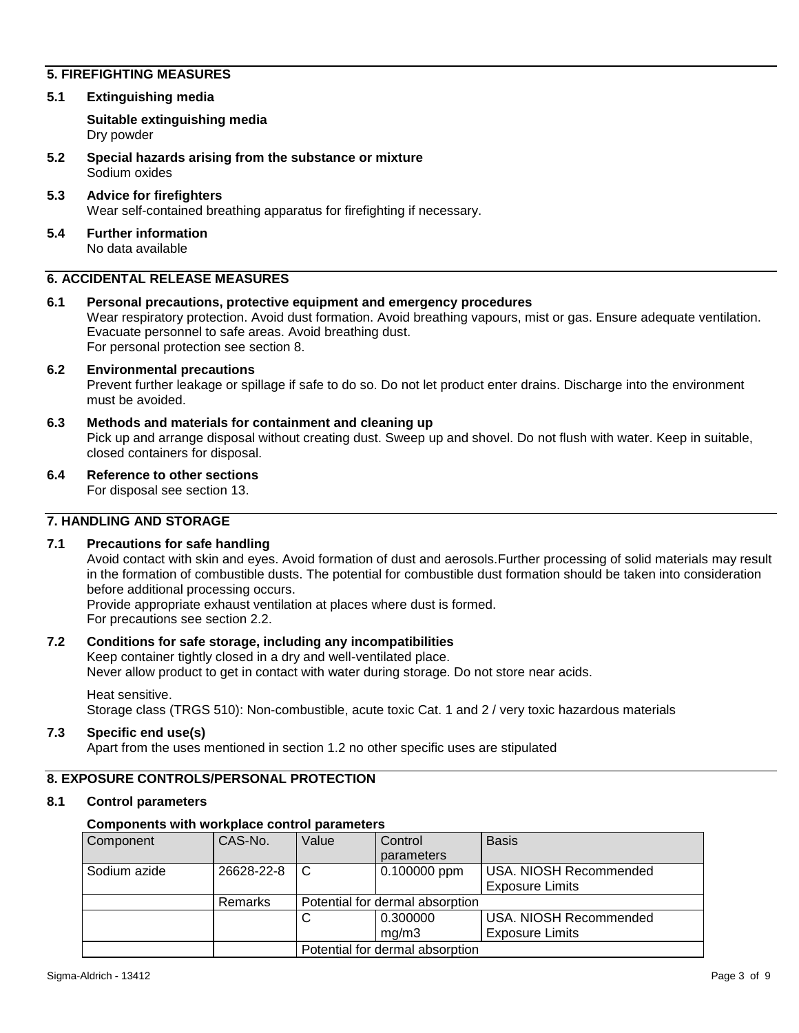## 5. FIREFIGHTING MEASURES

### 5.1 Extinguishing media

**Suitable extinguishing media**
Dry powder

### 5.2 Special hazards arising from the substance or mixture

Sodium oxides

### 5.3 Advice for firefighters

Wear self-contained breathing apparatus for firefighting if necessary.

### 5.4 Further information

No data available

## 6. ACCIDENTAL RELEASE MEASURES

### 6.1 Personal precautions, protective equipment and emergency procedures

Wear respiratory protection. Avoid dust formation. Avoid breathing vapours, mist or gas. Ensure adequate ventilation. Evacuate personnel to safe areas. Avoid breathing dust.
For personal protection see section 8.

### 6.2 Environmental precautions

Prevent further leakage or spillage if safe to do so. Do not let product enter drains. Discharge into the environment must be avoided.

### 6.3 Methods and materials for containment and cleaning up

Pick up and arrange disposal without creating dust. Sweep up and shovel. Do not flush with water. Keep in suitable, closed containers for disposal.

### 6.4 Reference to other sections

For disposal see section 13.

## 7. HANDLING AND STORAGE

### 7.1 Precautions for safe handling

Avoid contact with skin and eyes. Avoid formation of dust and aerosols.Further processing of solid materials may result in the formation of combustible dusts. The potential for combustible dust formation should be taken into consideration before additional processing occurs.
Provide appropriate exhaust ventilation at places where dust is formed.
For precautions see section 2.2.

### 7.2 Conditions for safe storage, including any incompatibilities

Keep container tightly closed in a dry and well-ventilated place.
Never allow product to get in contact with water during storage. Do not store near acids.

Heat sensitive.
Storage class (TRGS 510): Non-combustible, acute toxic Cat. 1 and 2 / very toxic hazardous materials

### 7.3 Specific end use(s)

Apart from the uses mentioned in section 1.2 no other specific uses are stipulated

## 8. EXPOSURE CONTROLS/PERSONAL PROTECTION

### 8.1 Control parameters

**Components with workplace control parameters**

| Component | CAS-No. | Value | Control parameters | Basis |
|---|---|---|---|---|
| Sodium azide | 26628-22-8 | C | 0.100000 ppm | USA. NIOSH Recommended Exposure Limits |
| | Remarks | Potential for dermal absorption | | |
| | | C | 0.300000 mg/m3 | USA. NIOSH Recommended Exposure Limits |
| | | Potential for dermal absorption | | |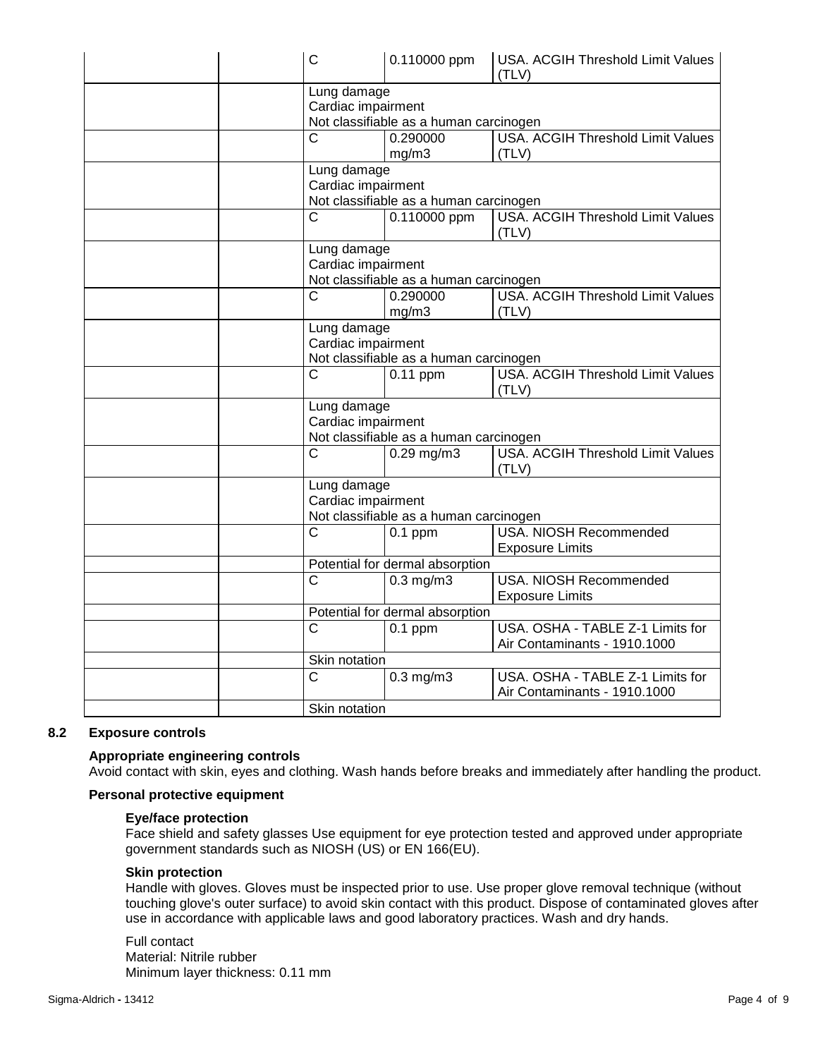| | | | | |
|---|---|---|---|---|
| | | C | 0.110000 ppm | USA. ACGIH Threshold Limit Values (TLV) |
| | | Lung damage<br>Cardiac impairment<br>Not classifiable as a human carcinogen | | |
| | | C | 0.290000 mg/m3 | USA. ACGIH Threshold Limit Values (TLV) |
| | | Lung damage<br>Cardiac impairment<br>Not classifiable as a human carcinogen | | |
| | | C | 0.110000 ppm | USA. ACGIH Threshold Limit Values (TLV) |
| | | Lung damage<br>Cardiac impairment<br>Not classifiable as a human carcinogen | | |
| | | C | 0.290000 mg/m3 | USA. ACGIH Threshold Limit Values (TLV) |
| | | Lung damage<br>Cardiac impairment<br>Not classifiable as a human carcinogen | | |
| | | C | 0.11 ppm | USA. ACGIH Threshold Limit Values (TLV) |
| | | Lung damage<br>Cardiac impairment<br>Not classifiable as a human carcinogen | | |
| | | C | 0.29 mg/m3 | USA. ACGIH Threshold Limit Values (TLV) |
| | | Lung damage<br>Cardiac impairment<br>Not classifiable as a human carcinogen | | |
| | | C | 0.1 ppm | USA. NIOSH Recommended Exposure Limits |
| | | Potential for dermal absorption | | |
| | | C | 0.3 mg/m3 | USA. NIOSH Recommended Exposure Limits |
| | | Potential for dermal absorption | | |
| | | C | 0.1 ppm | USA. OSHA - TABLE Z-1 Limits for Air Contaminants - 1910.1000 |
| | | Skin notation | | |
| | | C | 0.3 mg/m3 | USA. OSHA - TABLE Z-1 Limits for Air Contaminants - 1910.1000 |
| | | Skin notation | | |

## 8.2 Exposure controls

**Appropriate engineering controls**

Avoid contact with skin, eyes and clothing. Wash hands before breaks and immediately after handling the product.

**Personal protective equipment**

**Eye/face protection**

Face shield and safety glasses Use equipment for eye protection tested and approved under appropriate government standards such as NIOSH (US) or EN 166(EU).

**Skin protection**

Handle with gloves. Gloves must be inspected prior to use. Use proper glove removal technique (without touching glove's outer surface) to avoid skin contact with this product. Dispose of contaminated gloves after use in accordance with applicable laws and good laboratory practices. Wash and dry hands.

Full contact
Material: Nitrile rubber
Minimum layer thickness: 0.11 mm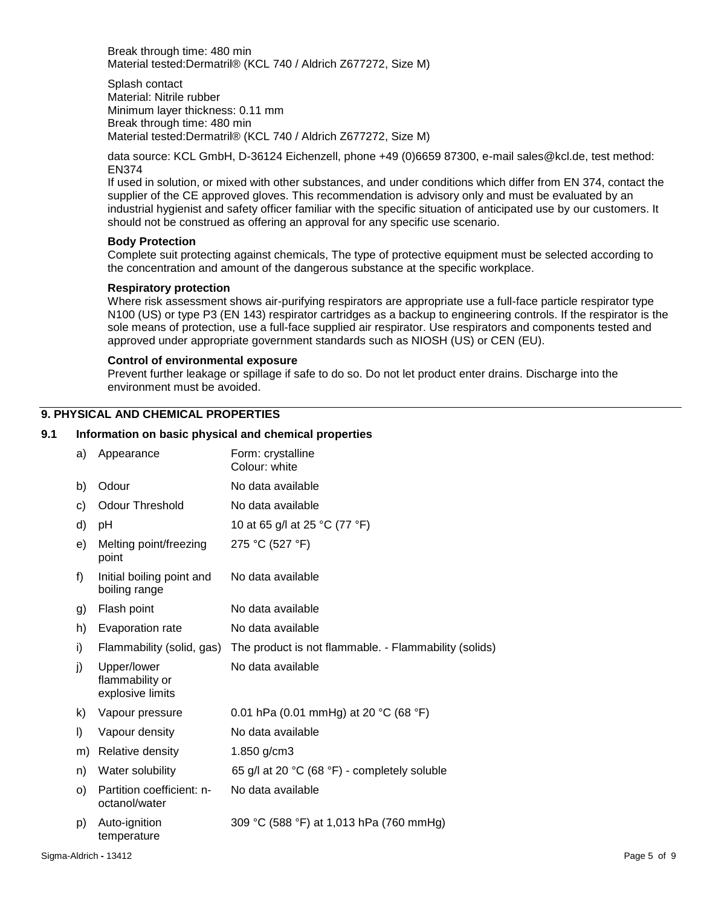Break through time: 480 min
Material tested:Dermatril® (KCL 740 / Aldrich Z677272, Size M)

Splash contact
Material: Nitrile rubber
Minimum layer thickness: 0.11 mm
Break through time: 480 min
Material tested:Dermatril® (KCL 740 / Aldrich Z677272, Size M)

data source: KCL GmbH, D-36124 Eichenzell, phone +49 (0)6659 87300, e-mail sales@kcl.de, test method: EN374
If used in solution, or mixed with other substances, and under conditions which differ from EN 374, contact the supplier of the CE approved gloves. This recommendation is advisory only and must be evaluated by an industrial hygienist and safety officer familiar with the specific situation of anticipated use by our customers. It should not be construed as offering an approval for any specific use scenario.

**Body Protection**
Complete suit protecting against chemicals, The type of protective equipment must be selected according to the concentration and amount of the dangerous substance at the specific workplace.

**Respiratory protection**
Where risk assessment shows air-purifying respirators are appropriate use a full-face particle respirator type N100 (US) or type P3 (EN 143) respirator cartridges as a backup to engineering controls. If the respirator is the sole means of protection, use a full-face supplied air respirator. Use respirators and components tested and approved under appropriate government standards such as NIOSH (US) or CEN (EU).

**Control of environmental exposure**
Prevent further leakage or spillage if safe to do so. Do not let product enter drains. Discharge into the environment must be avoided.

## 9. PHYSICAL AND CHEMICAL PROPERTIES

### 9.1 Information on basic physical and chemical properties

| | | |
|---|---|---|
| a) | Appearance | Form: crystalline<br>Colour: white |
| b) | Odour | No data available |
| c) | Odour Threshold | No data available |
| d) | pH | 10 at 65 g/l at 25 °C (77 °F) |
| e) | Melting point/freezing point | 275 °C (527 °F) |
| f) | Initial boiling point and boiling range | No data available |
| g) | Flash point | No data available |
| h) | Evaporation rate | No data available |
| i) | Flammability (solid, gas) | The product is not flammable. - Flammability (solids) |
| j) | Upper/lower flammability or explosive limits | No data available |
| k) | Vapour pressure | 0.01 hPa (0.01 mmHg) at 20 °C (68 °F) |
| l) | Vapour density | No data available |
| m) | Relative density | 1.850 g/cm3 |
| n) | Water solubility | 65 g/l at 20 °C (68 °F) - completely soluble |
| o) | Partition coefficient: n-octanol/water | No data available |
| p) | Auto-ignition temperature | 309 °C (588 °F) at 1,013 hPa (760 mmHg) |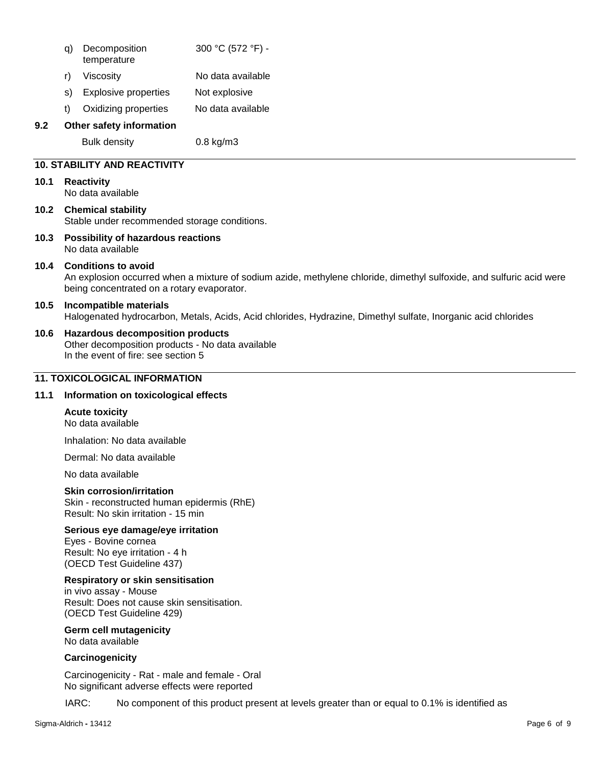| | | |
|---|---|---|
| q) | Decomposition temperature | 300 °C (572 °F) - |
| r) | Viscosity | No data available |
| s) | Explosive properties | Not explosive |
| t) | Oxidizing properties | No data available |

**9.2 Other safety information**

Bulk density 0.8 kg/m3

## 10. STABILITY AND REACTIVITY

**10.1 Reactivity**
No data available

**10.2 Chemical stability**
Stable under recommended storage conditions.

**10.3 Possibility of hazardous reactions**
No data available

**10.4 Conditions to avoid**
An explosion occurred when a mixture of sodium azide, methylene chloride, dimethyl sulfoxide, and sulfuric acid were being concentrated on a rotary evaporator.

**10.5 Incompatible materials**
Halogenated hydrocarbon, Metals, Acids, Acid chlorides, Hydrazine, Dimethyl sulfate, Inorganic acid chlorides

**10.6 Hazardous decomposition products**
Other decomposition products - No data available
In the event of fire: see section 5

## 11. TOXICOLOGICAL INFORMATION

**11.1 Information on toxicological effects**

**Acute toxicity**
No data available

Inhalation: No data available

Dermal: No data available

No data available

**Skin corrosion/irritation**
Skin - reconstructed human epidermis (RhE)
Result: No skin irritation - 15 min

**Serious eye damage/eye irritation**
Eyes - Bovine cornea
Result: No eye irritation - 4 h
(OECD Test Guideline 437)

**Respiratory or skin sensitisation**
in vivo assay - Mouse
Result: Does not cause skin sensitisation.
(OECD Test Guideline 429)

**Germ cell mutagenicity**
No data available

**Carcinogenicity**

Carcinogenicity - Rat - male and female - Oral
No significant adverse effects were reported

IARC: No component of this product present at levels greater than or equal to 0.1% is identified as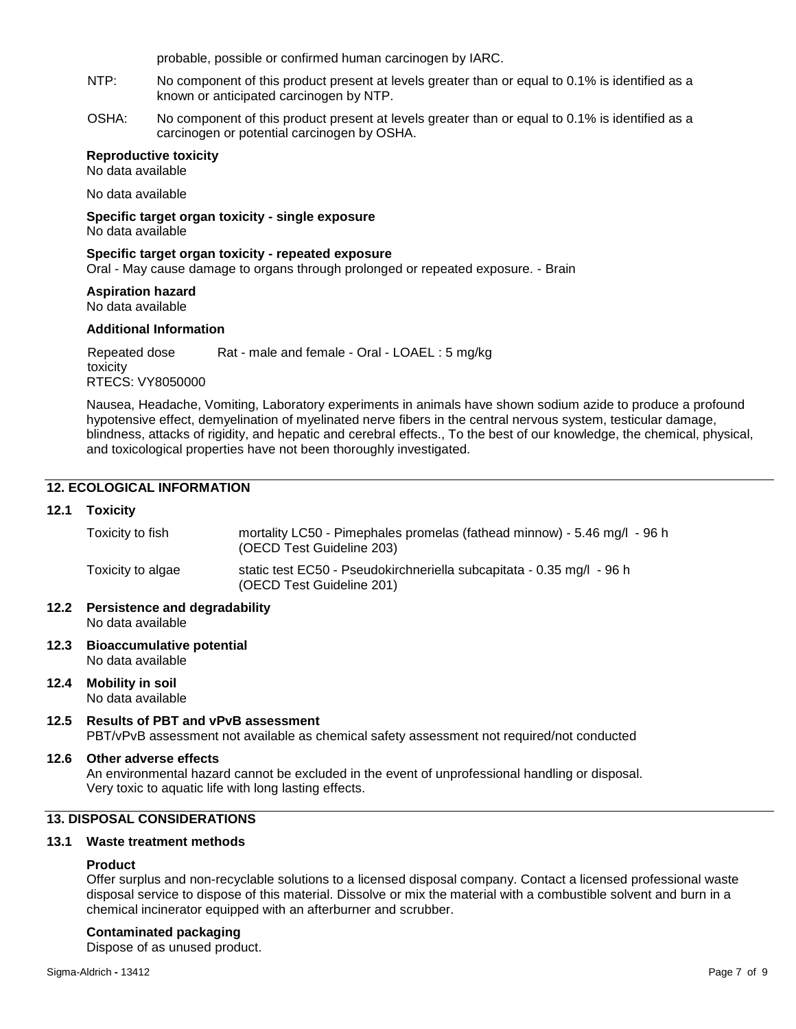probable, possible or confirmed human carcinogen by IARC.

NTP: No component of this product present at levels greater than or equal to 0.1% is identified as a known or anticipated carcinogen by NTP.

OSHA: No component of this product present at levels greater than or equal to 0.1% is identified as a carcinogen or potential carcinogen by OSHA.

**Reproductive toxicity**
No data available

No data available

**Specific target organ toxicity - single exposure**
No data available

**Specific target organ toxicity - repeated exposure**
Oral - May cause damage to organs through prolonged or repeated exposure. - Brain

**Aspiration hazard**
No data available

**Additional Information**

Repeated dose toxicity Rat - male and female - Oral - LOAEL : 5 mg/kg
RTECS: VY8050000

Nausea, Headache, Vomiting, Laboratory experiments in animals have shown sodium azide to produce a profound hypotensive effect, demyelination of myelinated nerve fibers in the central nervous system, testicular damage, blindness, attacks of rigidity, and hepatic and cerebral effects., To the best of our knowledge, the chemical, physical, and toxicological properties have not been thoroughly investigated.

## 12. ECOLOGICAL INFORMATION

### 12.1 Toxicity

| | |
|---|---|
| Toxicity to fish | mortality LC50 - Pimephales promelas (fathead minnow) - 5.46 mg/l - 96 h (OECD Test Guideline 203) |
| Toxicity to algae | static test EC50 - Pseudokirchneriella subcapitata - 0.35 mg/l - 96 h (OECD Test Guideline 201) |

### 12.2 Persistence and degradability
No data available

### 12.3 Bioaccumulative potential
No data available

### 12.4 Mobility in soil
No data available

### 12.5 Results of PBT and vPvB assessment
PBT/vPvB assessment not available as chemical safety assessment not required/not conducted

### 12.6 Other adverse effects
An environmental hazard cannot be excluded in the event of unprofessional handling or disposal.
Very toxic to aquatic life with long lasting effects.

## 13. DISPOSAL CONSIDERATIONS

### 13.1 Waste treatment methods

**Product**
Offer surplus and non-recyclable solutions to a licensed disposal company. Contact a licensed professional waste disposal service to dispose of this material. Dissolve or mix the material with a combustible solvent and burn in a chemical incinerator equipped with an afterburner and scrubber.

**Contaminated packaging**
Dispose of as unused product.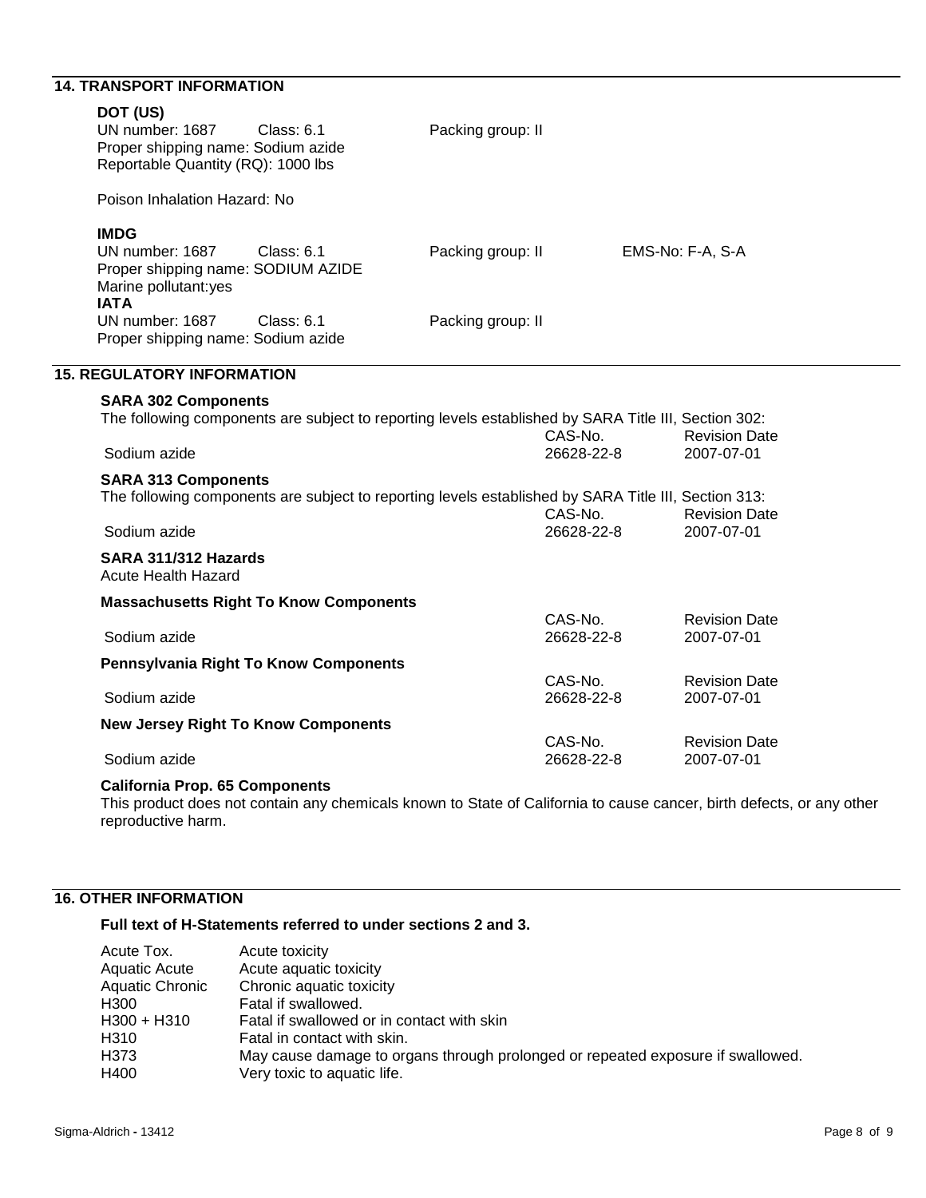## 14. TRANSPORT INFORMATION

**DOT (US)**

UN number: 1687 Class: 6.1 Packing group: II

Proper shipping name: Sodium azide

Reportable Quantity (RQ): 1000 lbs

Poison Inhalation Hazard: No

**IMDG**

UN number: 1687 Class: 6.1 Packing group: II EMS-No: F-A, S-A

Proper shipping name: SODIUM AZIDE

Marine pollutant:yes

**IATA**

UN number: 1687 Class: 6.1 Packing group: II

Proper shipping name: Sodium azide

## 15. REGULATORY INFORMATION

**SARA 302 Components**

The following components are subject to reporting levels established by SARA Title III, Section 302:

| | CAS-No. | Revision Date |
|---|---|---|
| Sodium azide | 26628-22-8 | 2007-07-01 |

**SARA 313 Components**

The following components are subject to reporting levels established by SARA Title III, Section 313:

| | CAS-No. | Revision Date |
|---|---|---|
| Sodium azide | 26628-22-8 | 2007-07-01 |

**SARA 311/312 Hazards**

Acute Health Hazard

**Massachusetts Right To Know Components**

| | CAS-No. | Revision Date |
|---|---|---|
| Sodium azide | 26628-22-8 | 2007-07-01 |

**Pennsylvania Right To Know Components**

| | CAS-No. | Revision Date |
|---|---|---|
| Sodium azide | 26628-22-8 | 2007-07-01 |

**New Jersey Right To Know Components**

| | CAS-No. | Revision Date |
|---|---|---|
| Sodium azide | 26628-22-8 | 2007-07-01 |

**California Prop. 65 Components**

This product does not contain any chemicals known to State of California to cause cancer, birth defects, or any other reproductive harm.

## 16. OTHER INFORMATION

**Full text of H-Statements referred to under sections 2 and 3.**

| | |
|---|---|
| Acute Tox. | Acute toxicity |
| Aquatic Acute | Acute aquatic toxicity |
| Aquatic Chronic | Chronic aquatic toxicity |
| H300 | Fatal if swallowed. |
| H300 + H310 | Fatal if swallowed or in contact with skin |
| H310 | Fatal in contact with skin. |
| H373 | May cause damage to organs through prolonged or repeated exposure if swallowed. |
| H400 | Very toxic to aquatic life. |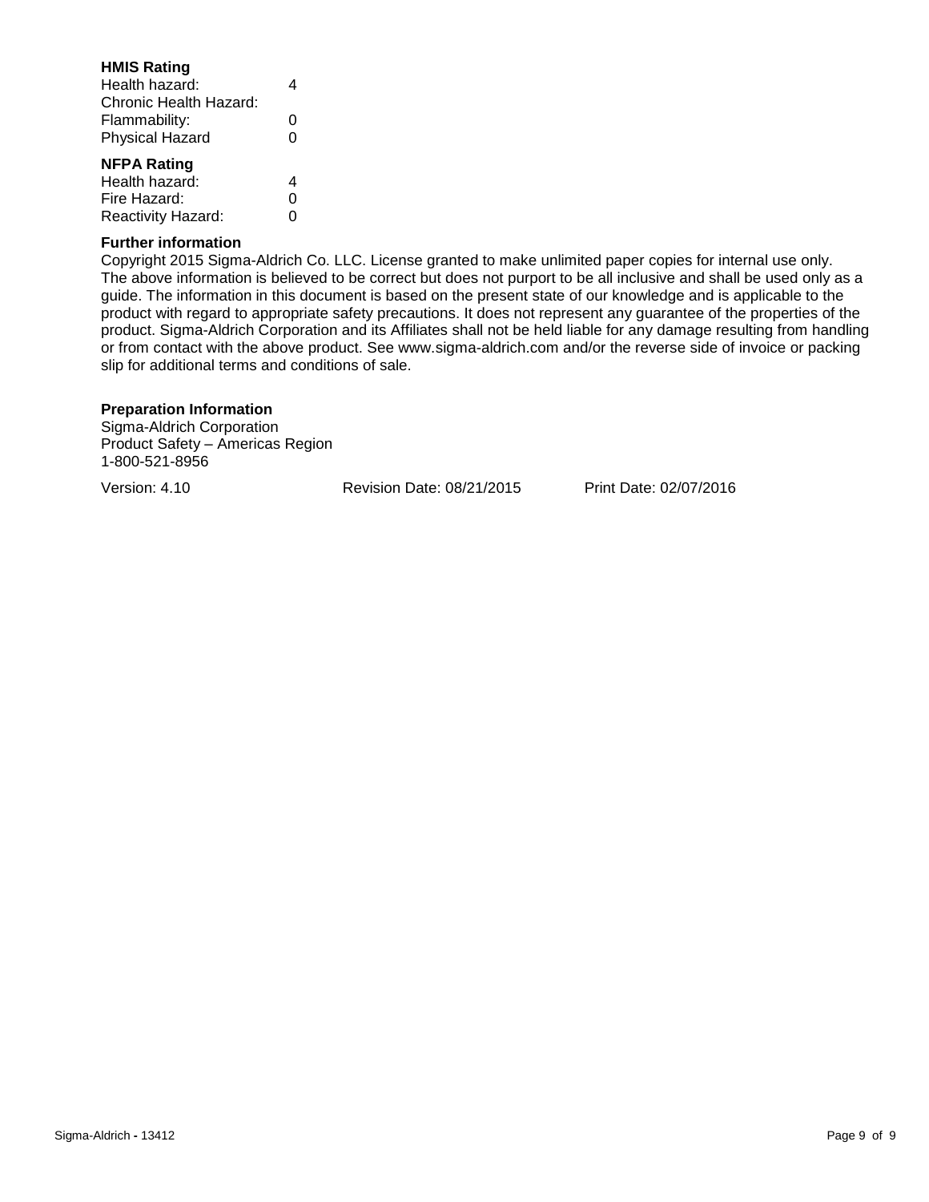**HMIS Rating**

| | |
|---|---|
| Health hazard: | 4 |
| Chronic Health Hazard: | |
| Flammability: | 0 |
| Physical Hazard | 0 |

**NFPA Rating**

| | |
|---|---|
| Health hazard: | 4 |
| Fire Hazard: | 0 |
| Reactivity Hazard: | 0 |

**Further information**

Copyright 2015 Sigma-Aldrich Co. LLC. License granted to make unlimited paper copies for internal use only.
The above information is believed to be correct but does not purport to be all inclusive and shall be used only as a guide. The information in this document is based on the present state of our knowledge and is applicable to the product with regard to appropriate safety precautions. It does not represent any guarantee of the properties of the product. Sigma-Aldrich Corporation and its Affiliates shall not be held liable for any damage resulting from handling or from contact with the above product. See www.sigma-aldrich.com and/or the reverse side of invoice or packing slip for additional terms and conditions of sale.

**Preparation Information**

Sigma-Aldrich Corporation
Product Safety – Americas Region
1-800-521-8956

Version: 4.10 Revision Date: 08/21/2015 Print Date: 02/07/2016